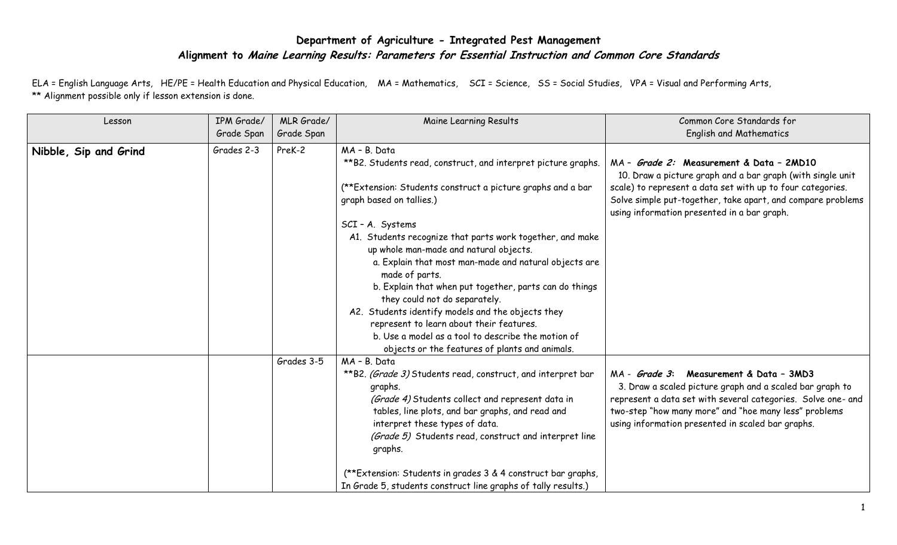# Department of Agriculture - Integrated Pest Management

## Alignment to *Maine Learning Results: Parameters for Essential Instruction and Common Core Standards*

ELA = English Language Arts, HE/PE = Health Education and Physical Education, MA = Mathematics, SCI = Science, SS = Social Studies, VPA = Visual and Performing Arts,
** Alignment possible only if lesson extension is done.

| Lesson | IPM Grade/ Grade Span | MLR Grade/ Grade Span | Maine Learning Results | Common Core Standards for English and Mathematics |
|---|---|---|---|---|
| **Nibble, Sip and Grind** | Grades 2-3 | PreK-2 | MA – B. Data<br>**B2. Students read, construct, and interpret picture graphs.<br><br>(**Extension: Students construct a picture graphs and a bar graph based on tallies.)<br><br>SCI – A. Systems<br>A1. Students recognize that parts work together, and make up whole man-made and natural objects.<br>a. Explain that most man-made and natural objects are made of parts.<br>b. Explain that when put together, parts can do things they could not do separately.<br>A2. Students identify models and the objects they represent to learn about their features.<br>b. Use a model as a tool to describe the motion of objects or the features of plants and animals. | MA – ***Grade 2:*** **Measurement & Data – 2MD10**<br>10. Draw a picture graph and a bar graph (with single unit scale) to represent a data set with up to four categories. Solve simple put-together, take apart, and compare problems using information presented in a bar graph. |
| | | Grades 3-5 | MA – B. Data<br>**B2. *(Grade 3)* Students read, construct, and interpret bar graphs.<br>*(Grade 4)* Students collect and represent data in tables, line plots, and bar graphs, and read and interpret these types of data.<br>*(Grade 5)* Students read, construct and interpret line graphs.<br><br>(**Extension: Students in grades 3 & 4 construct bar graphs, In Grade 5, students construct line graphs of tally results.) | MA - ***Grade 3*:** **Measurement & Data – 3MD3**<br>3. Draw a scaled picture graph and a scaled bar graph to represent a data set with several categories. Solve one- and two-step "how many more" and "hoe many less" problems using information presented in scaled bar graphs. |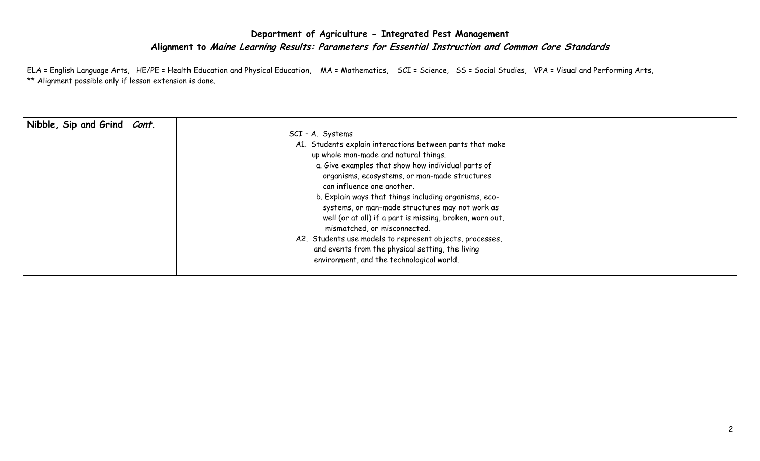**Department of Agriculture - Integrated Pest Management**

**Alignment to *Maine Learning Results: Parameters for Essential Instruction and Common Core Standards***

ELA = English Language Arts, HE/PE = Health Education and Physical Education, MA = Mathematics, SCI = Science, SS = Social Studies, VPA = Visual and Performing Arts,
** Alignment possible only if lesson extension is done.

| | | | | |
|---|---|---|---|---|
| **Nibble, Sip and Grind *Cont.*** | | | SCI – A. Systems<br>A1. Students explain interactions between parts that make up whole man-made and natural things.<br>a. Give examples that show how individual parts of organisms, ecosystems, or man-made structures can influence one another.<br>b. Explain ways that things including organisms, eco-systems, or man-made structures may not work as well (or at all) if a part is missing, broken, worn out, mismatched, or misconnected.<br>A2. Students use models to represent objects, processes, and events from the physical setting, the living environment, and the technological world. | |